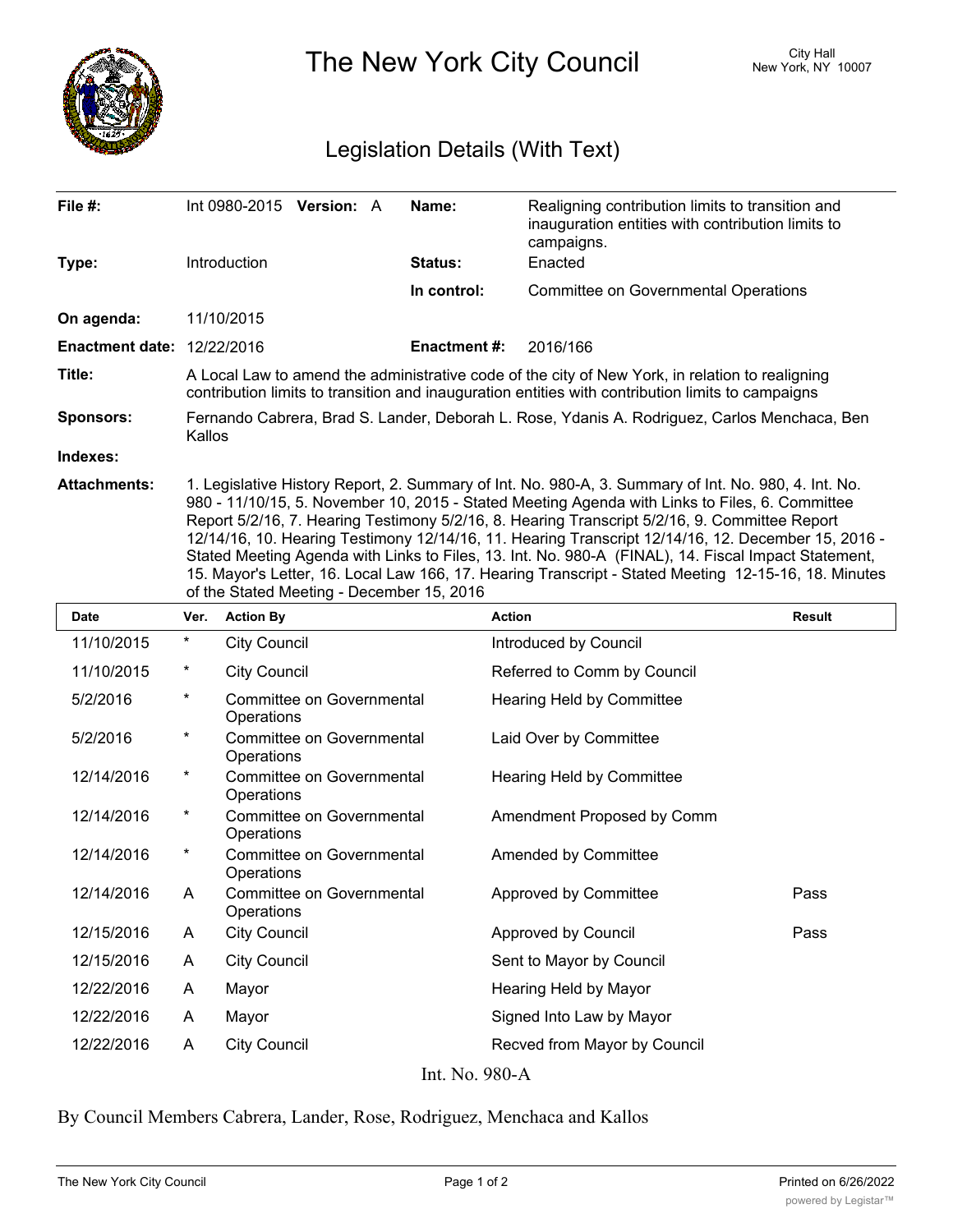# The New York City Council

City Hall
New York, NY 10007

## Legislation Details (With Text)

| | | | |
|---|---|---|---|
| **File #:** | Int 0980-2015 **Version:** A | **Name:** | Realigning contribution limits to transition and inauguration entities with contribution limits to campaigns. |
| **Type:** | Introduction | **Status:** | Enacted |
| | | **In control:** | Committee on Governmental Operations |
| **On agenda:** | 11/10/2015 | | |
| **Enactment date:** | 12/22/2016 | **Enactment #:** | 2016/166 |

**Title:** A Local Law to amend the administrative code of the city of New York, in relation to realigning contribution limits to transition and inauguration entities with contribution limits to campaigns

**Sponsors:** Fernando Cabrera, Brad S. Lander, Deborah L. Rose, Ydanis A. Rodriguez, Carlos Menchaca, Ben Kallos

**Indexes:**

**Attachments:** 1. Legislative History Report, 2. Summary of Int. No. 980-A, 3. Summary of Int. No. 980, 4. Int. No. 980 - 11/10/15, 5. November 10, 2015 - Stated Meeting Agenda with Links to Files, 6. Committee Report 5/2/16, 7. Hearing Testimony 5/2/16, 8. Hearing Transcript 5/2/16, 9. Committee Report 12/14/16, 10. Hearing Testimony 12/14/16, 11. Hearing Transcript 12/14/16, 12. December 15, 2016 - Stated Meeting Agenda with Links to Files, 13. Int. No. 980-A (FINAL), 14. Fiscal Impact Statement, 15. Mayor's Letter, 16. Local Law 166, 17. Hearing Transcript - Stated Meeting 12-15-16, 18. Minutes of the Stated Meeting - December 15, 2016

| Date | Ver. | Action By | Action | Result |
|---|---|---|---|---|
| 11/10/2015 | * | City Council | Introduced by Council | |
| 11/10/2015 | * | City Council | Referred to Comm by Council | |
| 5/2/2016 | * | Committee on Governmental Operations | Hearing Held by Committee | |
| 5/2/2016 | * | Committee on Governmental Operations | Laid Over by Committee | |
| 12/14/2016 | * | Committee on Governmental Operations | Hearing Held by Committee | |
| 12/14/2016 | * | Committee on Governmental Operations | Amendment Proposed by Comm | |
| 12/14/2016 | * | Committee on Governmental Operations | Amended by Committee | |
| 12/14/2016 | A | Committee on Governmental Operations | Approved by Committee | Pass |
| 12/15/2016 | A | City Council | Approved by Council | Pass |
| 12/15/2016 | A | City Council | Sent to Mayor by Council | |
| 12/22/2016 | A | Mayor | Hearing Held by Mayor | |
| 12/22/2016 | A | Mayor | Signed Into Law by Mayor | |
| 12/22/2016 | A | City Council | Recved from Mayor by Council | |

Int. No. 980-A

By Council Members Cabrera, Lander, Rose, Rodriguez, Menchaca and Kallos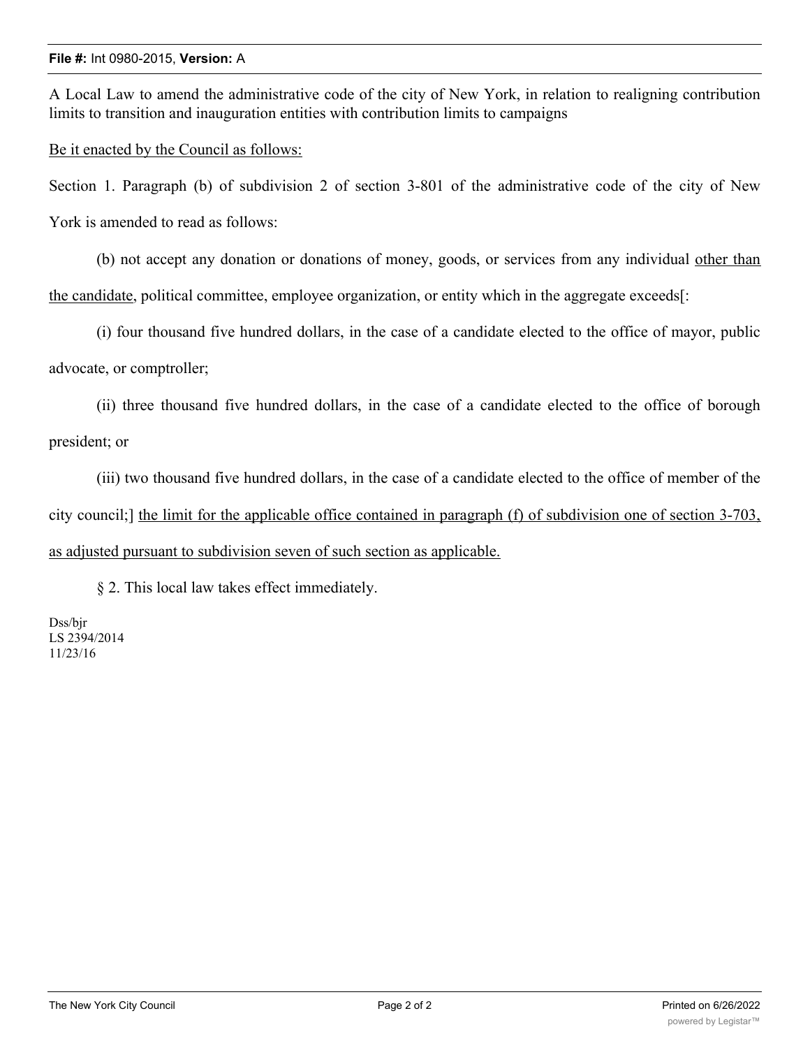**File #:** Int 0980-2015, **Version:** A

A Local Law to amend the administrative code of the city of New York, in relation to realigning contribution limits to transition and inauguration entities with contribution limits to campaigns

Be it enacted by the Council as follows:

Section 1. Paragraph (b) of subdivision 2 of section 3-801 of the administrative code of the city of New York is amended to read as follows:

(b) not accept any donation or donations of money, goods, or services from any individual other than the candidate, political committee, employee organization, or entity which in the aggregate exceeds[:

(i) four thousand five hundred dollars, in the case of a candidate elected to the office of mayor, public advocate, or comptroller;

(ii) three thousand five hundred dollars, in the case of a candidate elected to the office of borough president; or

(iii) two thousand five hundred dollars, in the case of a candidate elected to the office of member of the city council;] the limit for the applicable office contained in paragraph (f) of subdivision one of section 3-703, as adjusted pursuant to subdivision seven of such section as applicable.

§ 2. This local law takes effect immediately.

Dss/bjr
LS 2394/2014
11/23/16